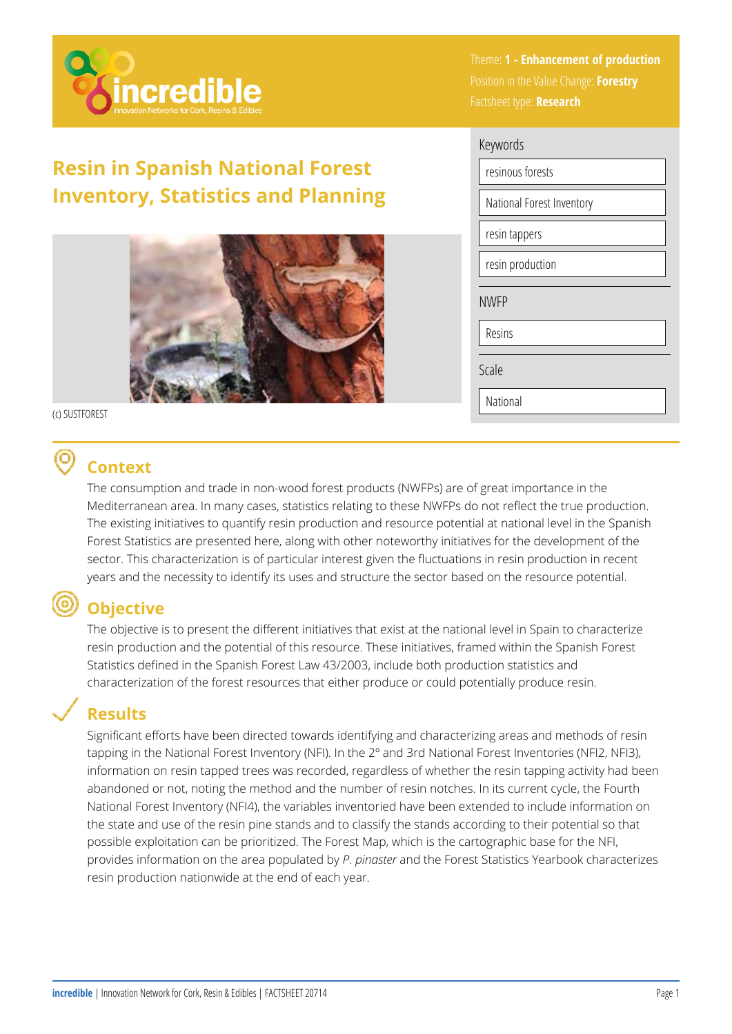Theme: **1 - Enhancement of production**
Position in the Value Change: **Forestry**
Factsheet type: **Research**

# Resin in Spanish National Forest Inventory, Statistics and Planning

(c) SUSTFOREST

Keywords

- resinous forests
- National Forest Inventory
- resin tappers
- resin production

NWFP

- Resins

Scale

- National

## Context

The consumption and trade in non-wood forest products (NWFPs) are of great importance in the Mediterranean area. In many cases, statistics relating to these NWFPs do not reflect the true production. The existing initiatives to quantify resin production and resource potential at national level in the Spanish Forest Statistics are presented here, along with other noteworthy initiatives for the development of the sector. This characterization is of particular interest given the fluctuations in resin production in recent years and the necessity to identify its uses and structure the sector based on the resource potential.

## Objective

The objective is to present the different initiatives that exist at the national level in Spain to characterize resin production and the potential of this resource. These initiatives, framed within the Spanish Forest Statistics defined in the Spanish Forest Law 43/2003, include both production statistics and characterization of the forest resources that either produce or could potentially produce resin.

## Results

Significant efforts have been directed towards identifying and characterizing areas and methods of resin tapping in the National Forest Inventory (NFI). In the 2° and 3rd National Forest Inventories (NFI2, NFI3), information on resin tapped trees was recorded, regardless of whether the resin tapping activity had been abandoned or not, noting the method and the number of resin notches. In its current cycle, the Fourth National Forest Inventory (NFI4), the variables inventoried have been extended to include information on the state and use of the resin pine stands and to classify the stands according to their potential so that possible exploitation can be prioritized. The Forest Map, which is the cartographic base for the NFI, provides information on the area populated by *P. pinaster* and the Forest Statistics Yearbook characterizes resin production nationwide at the end of each year.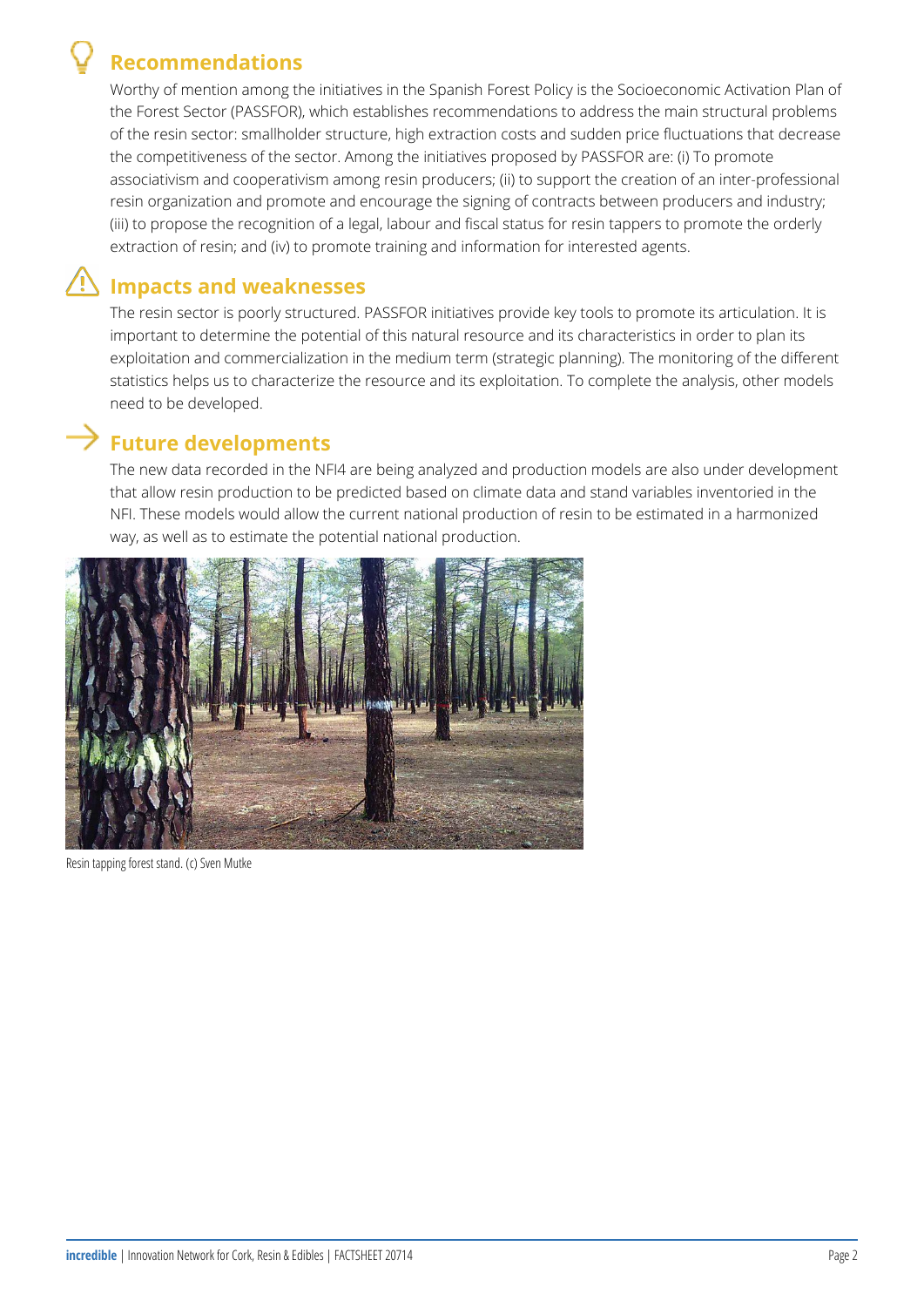## Recommendations

Worthy of mention among the initiatives in the Spanish Forest Policy is the Socioeconomic Activation Plan of the Forest Sector (PASSFOR), which establishes recommendations to address the main structural problems of the resin sector: smallholder structure, high extraction costs and sudden price fluctuations that decrease the competitiveness of the sector. Among the initiatives proposed by PASSFOR are: (i) To promote associativism and cooperativism among resin producers; (ii) to support the creation of an inter-professional resin organization and promote and encourage the signing of contracts between producers and industry; (iii) to propose the recognition of a legal, labour and fiscal status for resin tappers to promote the orderly extraction of resin; and (iv) to promote training and information for interested agents.

## Impacts and weaknesses

The resin sector is poorly structured. PASSFOR initiatives provide key tools to promote its articulation. It is important to determine the potential of this natural resource and its characteristics in order to plan its exploitation and commercialization in the medium term (strategic planning). The monitoring of the different statistics helps us to characterize the resource and its exploitation. To complete the analysis, other models need to be developed.

## Future developments

The new data recorded in the NFI4 are being analyzed and production models are also under development that allow resin production to be predicted based on climate data and stand variables inventoried in the NFI. These models would allow the current national production of resin to be estimated in a harmonized way, as well as to estimate the potential national production.

Resin tapping forest stand. (c) Sven Mutke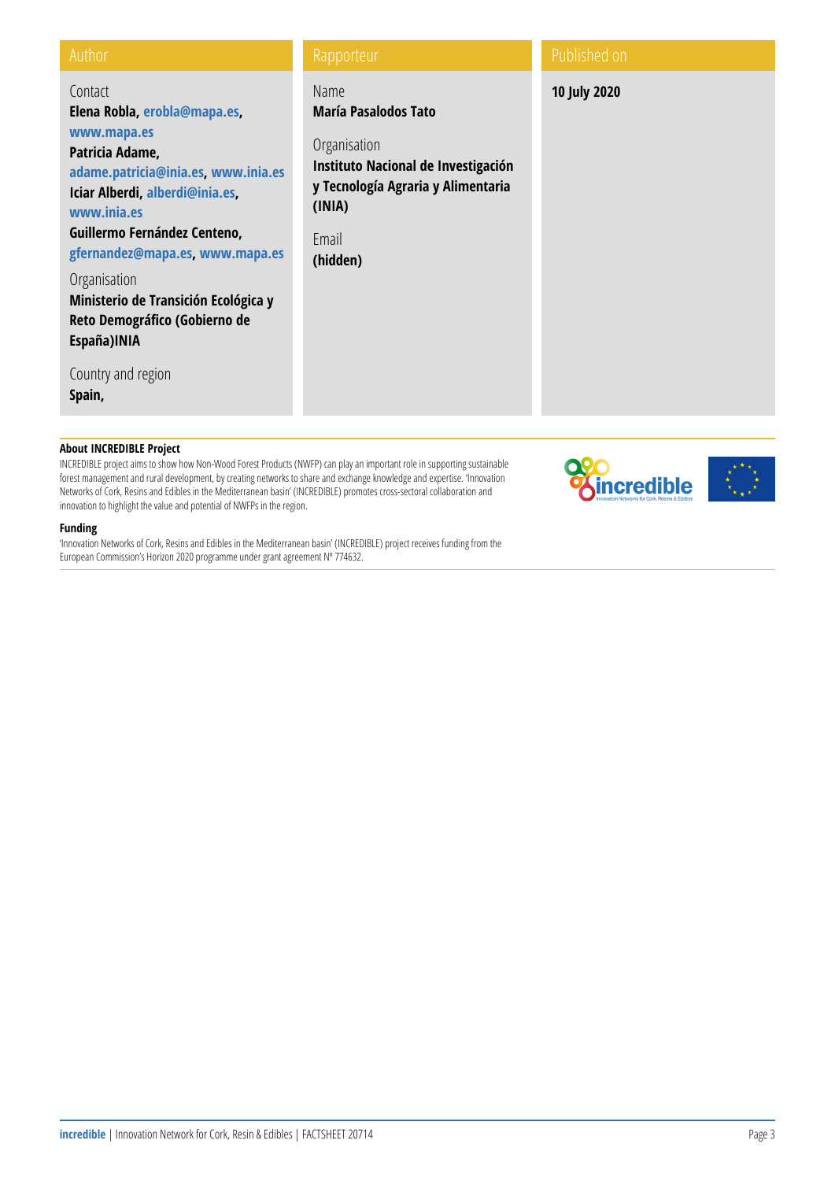## Author

Contact
**Elena Robla, erobla@mapa.es, www.mapa.es**
**Patricia Adame, adame.patricia@inia.es, www.inia.es**
**Iciar Alberdi, alberdi@inia.es, www.inia.es**
**Guillermo Fernández Centeno, gfernandez@mapa.es, www.mapa.es**

Organisation
**Ministerio de Transición Ecológica y Reto Demográfico (Gobierno de España)INIA**

Country and region
**Spain,**

## Rapporteur

Name
**María Pasalodos Tato**

Organisation
**Instituto Nacional de Investigación y Tecnología Agraria y Alimentaria (INIA)**

Email
**(hidden)**

## Published on

**10 July 2020**

**About INCREDIBLE Project**

INCREDIBLE project aims to show how Non-Wood Forest Products (NWFP) can play an important role in supporting sustainable forest management and rural development, by creating networks to share and exchange knowledge and expertise. 'Innovation Networks of Cork, Resins and Edibles in the Mediterranean basin' (INCREDIBLE) promotes cross-sectoral collaboration and innovation to highlight the value and potential of NWFPs in the region.

**Funding**

'Innovation Networks of Cork, Resins and Edibles in the Mediterranean basin' (INCREDIBLE) project receives funding from the European Commission's Horizon 2020 programme under grant agreement Nº 774632.